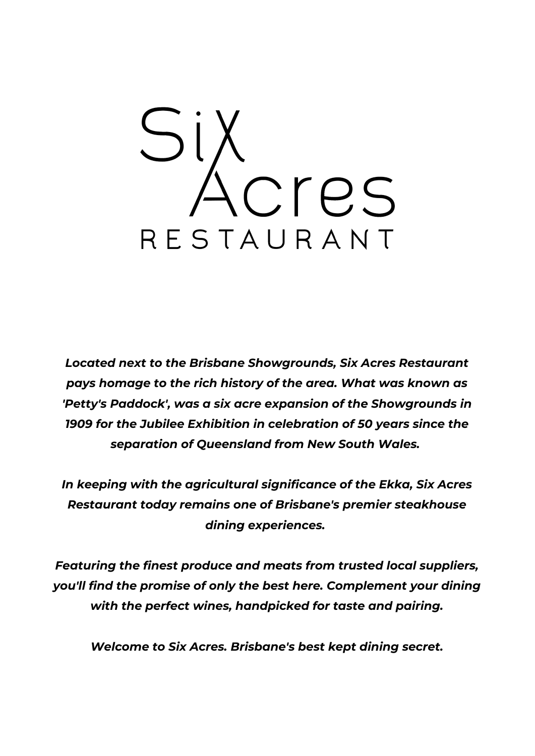# Six Acres

## RESTAURANT

***Located next to the Brisbane Showgrounds, Six Acres Restaurant pays homage to the rich history of the area. What was known as 'Petty's Paddock', was a six acre expansion of the Showgrounds in 1909 for the Jubilee Exhibition in celebration of 50 years since the separation of Queensland from New South Wales.***

***In keeping with the agricultural significance of the Ekka, Six Acres Restaurant today remains one of Brisbane's premier steakhouse dining experiences.***

***Featuring the finest produce and meats from trusted local suppliers, you'll find the promise of only the best here. Complement your dining with the perfect wines, handpicked for taste and pairing.***

***Welcome to Six Acres. Brisbane's best kept dining secret.***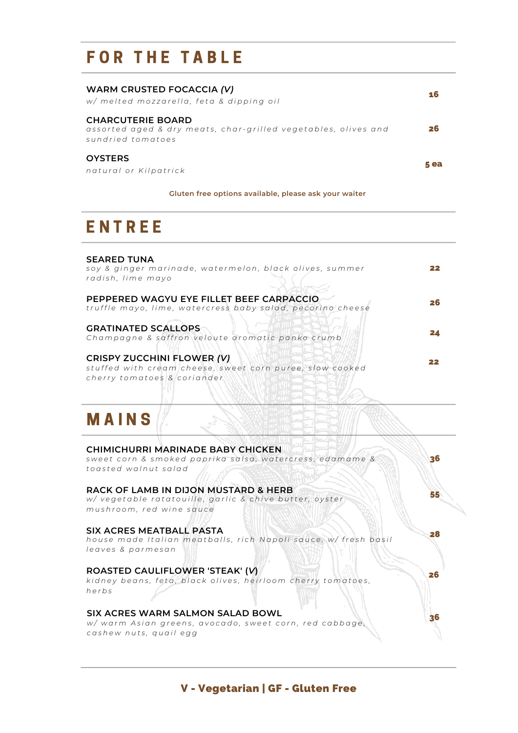# FOR THE TABLE

**WARM CRUSTED FOCACCIA *(V)*** — 16
*w/ melted mozzarella, feta & dipping oil*

**CHARCUTERIE BOARD** — 26
*assorted aged & dry meats, char-grilled vegetables, olives and sundried tomatoes*

**OYSTERS** — 5 ea
*natural or Kilpatrick*

**Gluten free options available, please ask your waiter**

# ENTREE

**SEARED TUNA** — 22
*soy & ginger marinade, watermelon, black olives, summer radish, lime mayo*

**PEPPERED WAGYU EYE FILLET BEEF CARPACCIO** — 26
*truffle mayo, lime, watercress baby salad, pecorino cheese*

**GRATINATED SCALLOPS** — 24
*Champagne & saffron veloute aromatic panko crumb*

**CRISPY ZUCCHINI FLOWER *(V)*** — 22
*stuffed with cream cheese, sweet corn puree, slow cooked cherry tomatoes & coriander*

# MAINS

**CHIMICHURRI MARINADE BABY CHICKEN** — 36
*sweet corn & smoked paprika salsa, watercress, edamame & toasted walnut salad*

**RACK OF LAMB IN DIJON MUSTARD & HERB** — 55
*w/ vegetable ratatouille, garlic & chive butter, oyster mushroom, red wine sauce*

**SIX ACRES MEATBALL PASTA** — 28
*house made Italian meatballs, rich Napoli sauce, w/ fresh basil leaves & parmesan*

**ROASTED CAULIFLOWER 'STEAK' (*V*)** — 26
*kidney beans, feta, black olives, heirloom cherry tomatoes, herbs*

**SIX ACRES WARM SALMON SALAD BOWL** — 36
*w/ warm Asian greens, avocado, sweet corn, red cabbage, cashew nuts, quail egg*

**V - Vegetarian | GF - Gluten Free**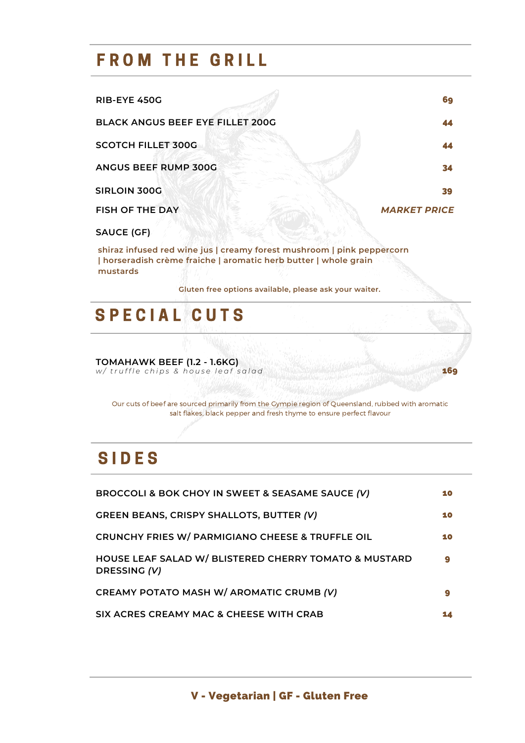# FROM THE GRILL

| | |
|---|---|
| RIB-EYE 450G | 69 |
| BLACK ANGUS BEEF EYE FILLET 200G | 44 |
| SCOTCH FILLET 300G | 44 |
| ANGUS BEEF RUMP 300G | 34 |
| SIRLOIN 300G | 39 |
| FISH OF THE DAY | *MARKET PRICE* |

SAUCE (GF)

shiraz infused red wine jus | creamy forest mushroom | pink peppercorn | horseradish crème fraiche | aromatic herb butter | whole grain mustards

Gluten free options available, please ask your waiter.

# SPECIAL CUTS

TOMAHAWK BEEF (1.2 - 1.6KG)
*w/ truffle chips & house leaf salad* — 169

Our cuts of beef are sourced primarily from the Gympie region of Queensland, rubbed with aromatic salt flakes, black pepper and fresh thyme to ensure perfect flavour

# SIDES

| | |
|---|---|
| BROCCOLI & BOK CHOY IN SWEET & SEASAME SAUCE *(V)* | 10 |
| GREEN BEANS, CRISPY SHALLOTS, BUTTER *(V)* | 10 |
| CRUNCHY FRIES W/ PARMIGIANO CHEESE & TRUFFLE OIL | 10 |
| HOUSE LEAF SALAD W/ BLISTERED CHERRY TOMATO & MUSTARD DRESSING *(V)* | 9 |
| CREAMY POTATO MASH W/ AROMATIC CRUMB *(V)* | 9 |
| SIX ACRES CREAMY MAC & CHEESE WITH CRAB | 14 |

**V - Vegetarian | GF - Gluten Free**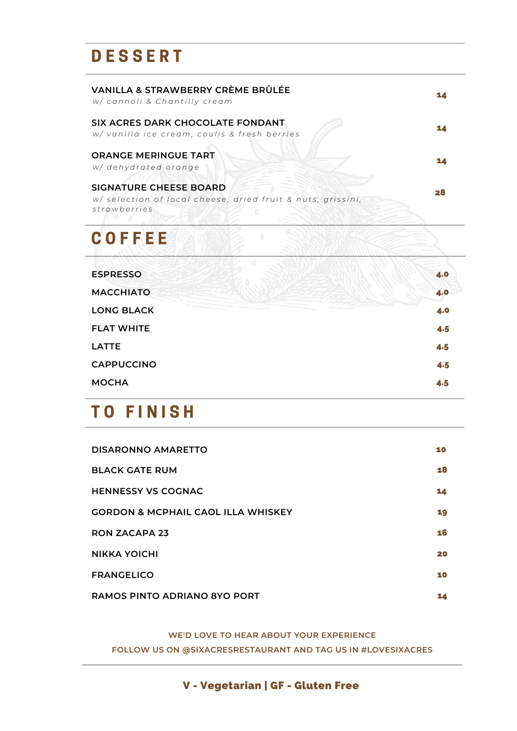# DESSERT

| | |
|---|---|
| **VANILLA & STRAWBERRY CRÈME BRÛLÉE**<br>*w/ cannoli & Chantilly cream* | 14 |
| **SIX ACRES DARK CHOCOLATE FONDANT**<br>*w/ vanilla ice cream, coulis & fresh berries* | 14 |
| **ORANGE MERINGUE TART**<br>*w/ dehydrated orange* | 14 |
| **SIGNATURE CHEESE BOARD**<br>*w/ selection of local cheese, dried fruit & nuts, grissini, strawberries* | 28 |

# COFFEE

| | |
|---|---|
| **ESPRESSO** | 4.0 |
| **MACCHIATO** | 4.0 |
| **LONG BLACK** | 4.0 |
| **FLAT WHITE** | 4.5 |
| **LATTE** | 4.5 |
| **CAPPUCCINO** | 4.5 |
| **MOCHA** | 4.5 |

# TO FINISH

| | |
|---|---|
| **DISARONNO AMARETTO** | 10 |
| **BLACK GATE RUM** | 18 |
| **HENNESSY VS COGNAC** | 14 |
| **GORDON & MCPHAIL CAOL ILLA WHISKEY** | 19 |
| **RON ZACAPA 23** | 16 |
| **NIKKA YOICHI** | 20 |
| **FRANGELICO** | 10 |
| **RAMOS PINTO ADRIANO 8YO PORT** | 14 |

**WE'D LOVE TO HEAR ABOUT YOUR EXPERIENCE**

**FOLLOW US ON @SIXACRESRESTAURANT AND TAG US IN #LOVESIXACRES**

**V - Vegetarian | GF - Gluten Free**